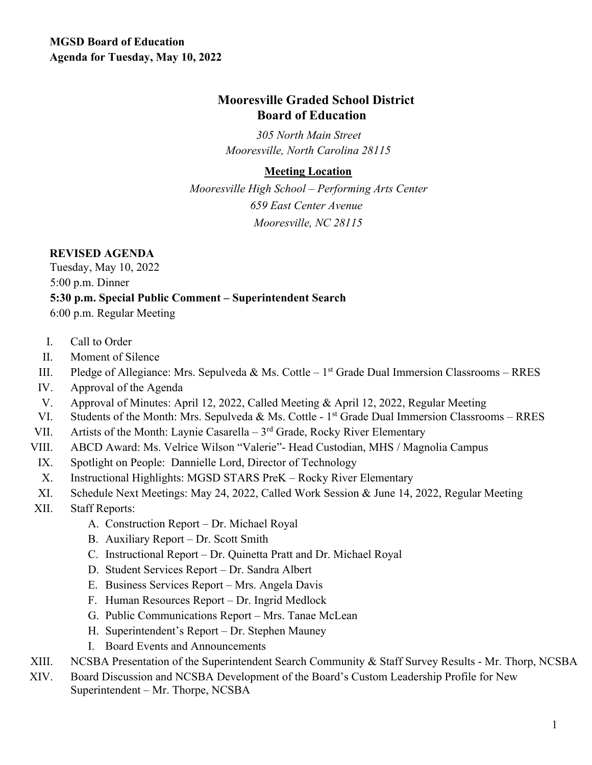**MGSD Board of Education**
**Agenda for Tuesday, May 10, 2022**

# Mooresville Graded School District Board of Education

*305 North Main Street*
*Mooresville, North Carolina 28115*

**Meeting Location**

*Mooresville High School – Performing Arts Center*
*659 East Center Avenue*
*Mooresville, NC 28115*

**REVISED AGENDA**
Tuesday, May 10, 2022
5:00 p.m. Dinner
**5:30 p.m. Special Public Comment – Superintendent Search**
6:00 p.m. Regular Meeting

I. Call to Order
II. Moment of Silence
III. Pledge of Allegiance: Mrs. Sepulveda & Ms. Cottle – 1st Grade Dual Immersion Classrooms – RRES
IV. Approval of the Agenda
V. Approval of Minutes: April 12, 2022, Called Meeting & April 12, 2022, Regular Meeting
VI. Students of the Month: Mrs. Sepulveda & Ms. Cottle - 1st Grade Dual Immersion Classrooms – RRES
VII. Artists of the Month: Laynie Casarella – 3rd Grade, Rocky River Elementary
VIII. ABCD Award: Ms. Velrice Wilson "Valerie"- Head Custodian, MHS / Magnolia Campus
IX. Spotlight on People: Dannielle Lord, Director of Technology
X. Instructional Highlights: MGSD STARS PreK – Rocky River Elementary
XI. Schedule Next Meetings: May 24, 2022, Called Work Session & June 14, 2022, Regular Meeting
XII. Staff Reports:
   A. Construction Report – Dr. Michael Royal
   B. Auxiliary Report – Dr. Scott Smith
   C. Instructional Report – Dr. Quinetta Pratt and Dr. Michael Royal
   D. Student Services Report – Dr. Sandra Albert
   E. Business Services Report – Mrs. Angela Davis
   F. Human Resources Report – Dr. Ingrid Medlock
   G. Public Communications Report – Mrs. Tanae McLean
   H. Superintendent's Report – Dr. Stephen Mauney
   I. Board Events and Announcements
XIII. NCSBA Presentation of the Superintendent Search Community & Staff Survey Results - Mr. Thorp, NCSBA
XIV. Board Discussion and NCSBA Development of the Board's Custom Leadership Profile for New Superintendent – Mr. Thorpe, NCSBA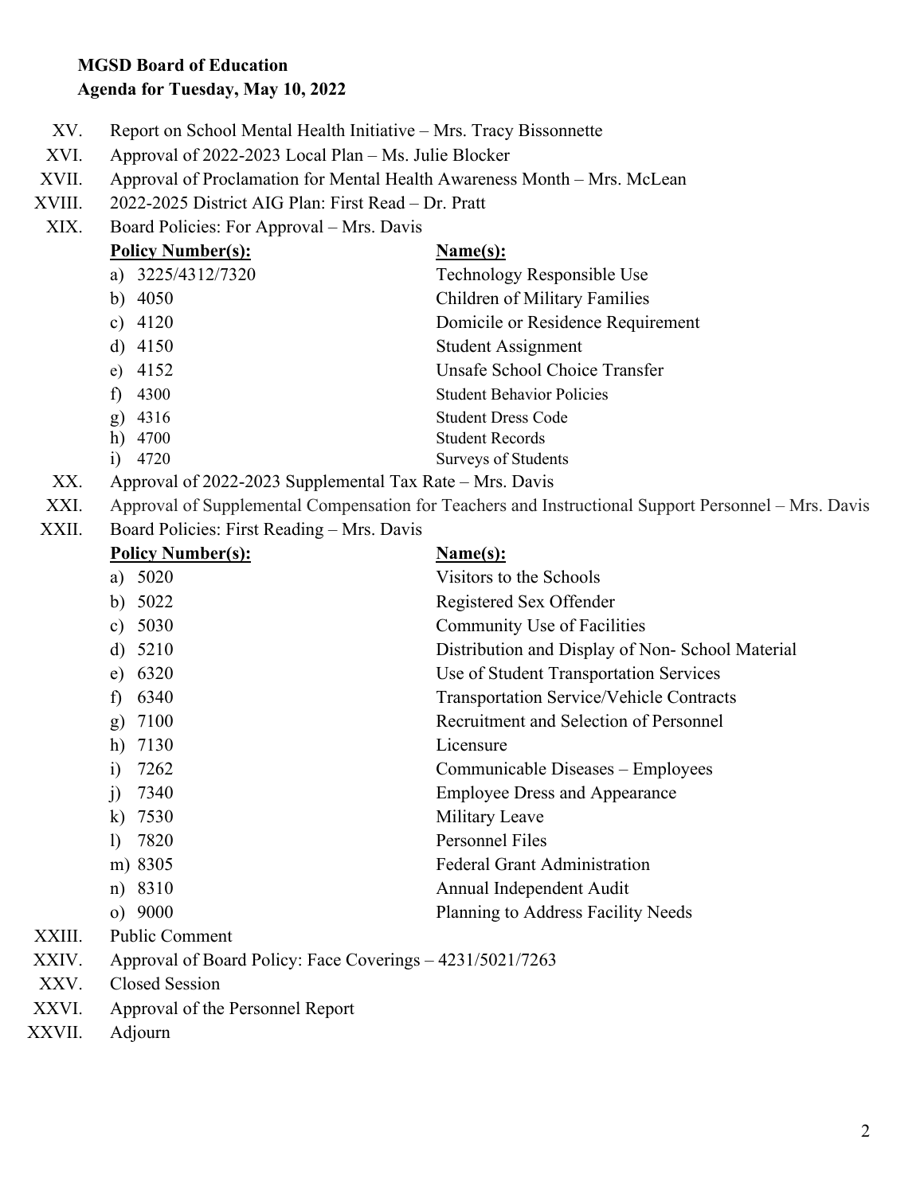**MGSD Board of Education**
**Agenda for Tuesday, May 10, 2022**

XV. Report on School Mental Health Initiative – Mrs. Tracy Bissonnette

XVI. Approval of 2022-2023 Local Plan – Ms. Julie Blocker

XVII. Approval of Proclamation for Mental Health Awareness Month – Mrs. McLean

XVIII. 2022-2025 District AIG Plan: First Read – Dr. Pratt

XIX. Board Policies: For Approval – Mrs. Davis

| **Policy Number(s):** | **Name(s):** |
|---|---|
| a) 3225/4312/7320 | Technology Responsible Use |
| b) 4050 | Children of Military Families |
| c) 4120 | Domicile or Residence Requirement |
| d) 4150 | Student Assignment |
| e) 4152 | Unsafe School Choice Transfer |
| f) 4300 | Student Behavior Policies |
| g) 4316 | Student Dress Code |
| h) 4700 | Student Records |
| i) 4720 | Surveys of Students |

XX. Approval of 2022-2023 Supplemental Tax Rate – Mrs. Davis

XXI. Approval of Supplemental Compensation for Teachers and Instructional Support Personnel – Mrs. Davis

XXII. Board Policies: First Reading – Mrs. Davis

| **Policy Number(s):** | **Name(s):** |
|---|---|
| a) 5020 | Visitors to the Schools |
| b) 5022 | Registered Sex Offender |
| c) 5030 | Community Use of Facilities |
| d) 5210 | Distribution and Display of Non- School Material |
| e) 6320 | Use of Student Transportation Services |
| f) 6340 | Transportation Service/Vehicle Contracts |
| g) 7100 | Recruitment and Selection of Personnel |
| h) 7130 | Licensure |
| i) 7262 | Communicable Diseases – Employees |
| j) 7340 | Employee Dress and Appearance |
| k) 7530 | Military Leave |
| l) 7820 | Personnel Files |
| m) 8305 | Federal Grant Administration |
| n) 8310 | Annual Independent Audit |
| o) 9000 | Planning to Address Facility Needs |

XXIII. Public Comment

XXIV. Approval of Board Policy: Face Coverings – 4231/5021/7263

XXV. Closed Session

XXVI. Approval of the Personnel Report

XXVII. Adjourn